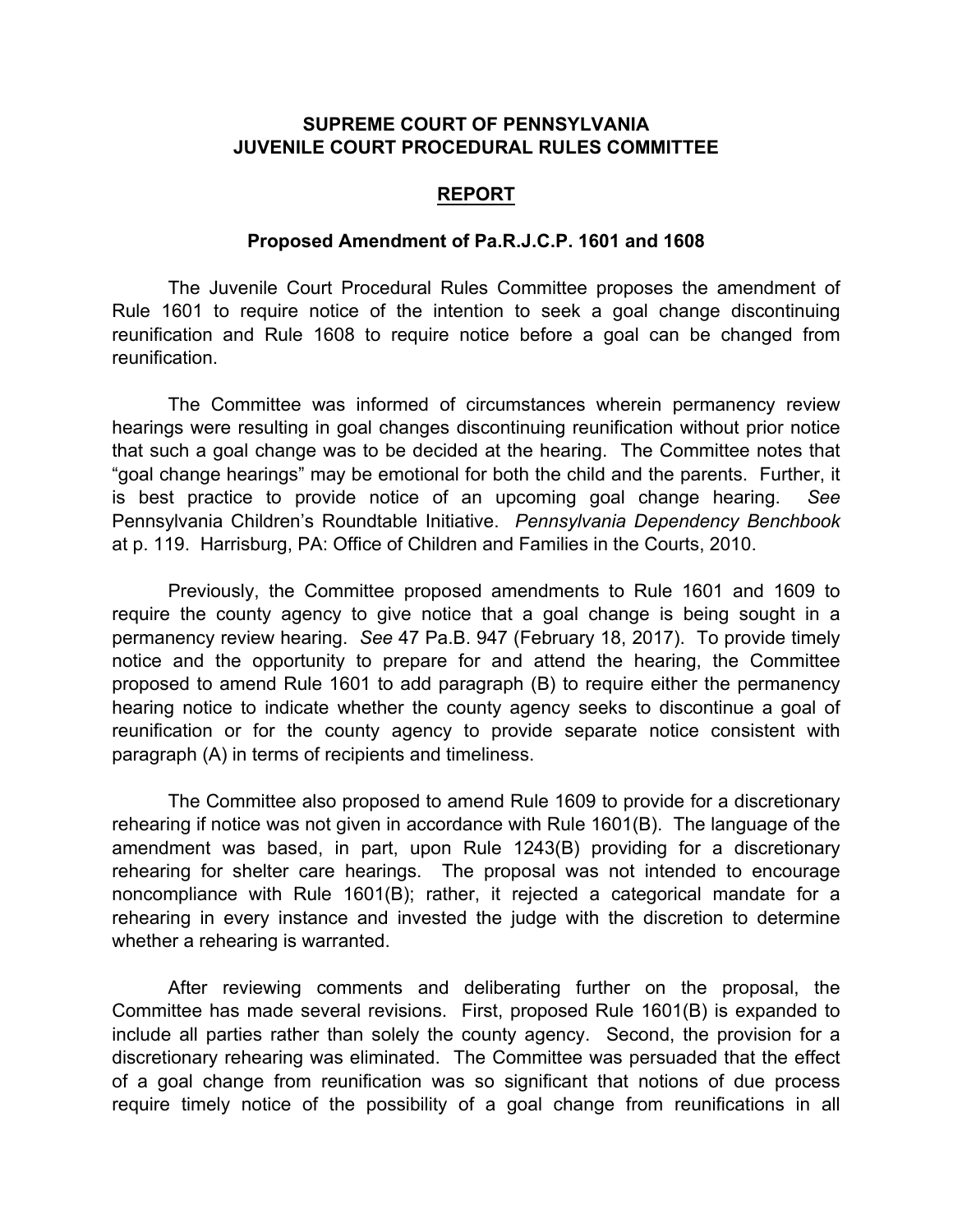**SUPREME COURT OF PENNSYLVANIA**
**JUVENILE COURT PROCEDURAL RULES COMMITTEE**

## REPORT

### Proposed Amendment of Pa.R.J.C.P. 1601 and 1608

The Juvenile Court Procedural Rules Committee proposes the amendment of Rule 1601 to require notice of the intention to seek a goal change discontinuing reunification and Rule 1608 to require notice before a goal can be changed from reunification.

The Committee was informed of circumstances wherein permanency review hearings were resulting in goal changes discontinuing reunification without prior notice that such a goal change was to be decided at the hearing. The Committee notes that "goal change hearings" may be emotional for both the child and the parents. Further, it is best practice to provide notice of an upcoming goal change hearing. *See* Pennsylvania Children's Roundtable Initiative. *Pennsylvania Dependency Benchbook* at p. 119. Harrisburg, PA: Office of Children and Families in the Courts, 2010.

Previously, the Committee proposed amendments to Rule 1601 and 1609 to require the county agency to give notice that a goal change is being sought in a permanency review hearing. *See* 47 Pa.B. 947 (February 18, 2017). To provide timely notice and the opportunity to prepare for and attend the hearing, the Committee proposed to amend Rule 1601 to add paragraph (B) to require either the permanency hearing notice to indicate whether the county agency seeks to discontinue a goal of reunification or for the county agency to provide separate notice consistent with paragraph (A) in terms of recipients and timeliness.

The Committee also proposed to amend Rule 1609 to provide for a discretionary rehearing if notice was not given in accordance with Rule 1601(B). The language of the amendment was based, in part, upon Rule 1243(B) providing for a discretionary rehearing for shelter care hearings. The proposal was not intended to encourage noncompliance with Rule 1601(B); rather, it rejected a categorical mandate for a rehearing in every instance and invested the judge with the discretion to determine whether a rehearing is warranted.

After reviewing comments and deliberating further on the proposal, the Committee has made several revisions. First, proposed Rule 1601(B) is expanded to include all parties rather than solely the county agency. Second, the provision for a discretionary rehearing was eliminated. The Committee was persuaded that the effect of a goal change from reunification was so significant that notions of due process require timely notice of the possibility of a goal change from reunifications in all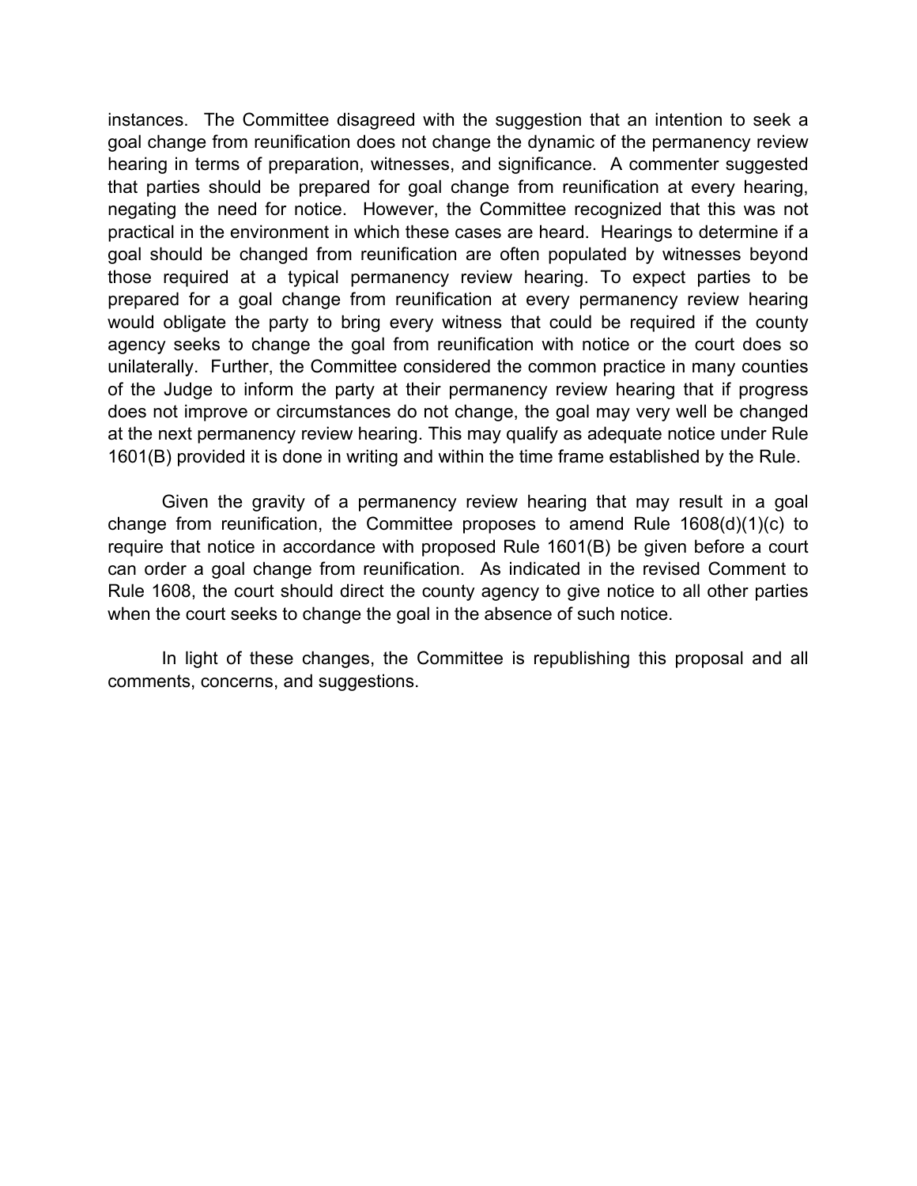instances. The Committee disagreed with the suggestion that an intention to seek a goal change from reunification does not change the dynamic of the permanency review hearing in terms of preparation, witnesses, and significance. A commenter suggested that parties should be prepared for goal change from reunification at every hearing, negating the need for notice. However, the Committee recognized that this was not practical in the environment in which these cases are heard. Hearings to determine if a goal should be changed from reunification are often populated by witnesses beyond those required at a typical permanency review hearing. To expect parties to be prepared for a goal change from reunification at every permanency review hearing would obligate the party to bring every witness that could be required if the county agency seeks to change the goal from reunification with notice or the court does so unilaterally. Further, the Committee considered the common practice in many counties of the Judge to inform the party at their permanency review hearing that if progress does not improve or circumstances do not change, the goal may very well be changed at the next permanency review hearing. This may qualify as adequate notice under Rule 1601(B) provided it is done in writing and within the time frame established by the Rule.

Given the gravity of a permanency review hearing that may result in a goal change from reunification, the Committee proposes to amend Rule 1608(d)(1)(c) to require that notice in accordance with proposed Rule 1601(B) be given before a court can order a goal change from reunification. As indicated in the revised Comment to Rule 1608, the court should direct the county agency to give notice to all other parties when the court seeks to change the goal in the absence of such notice.

In light of these changes, the Committee is republishing this proposal and all comments, concerns, and suggestions.